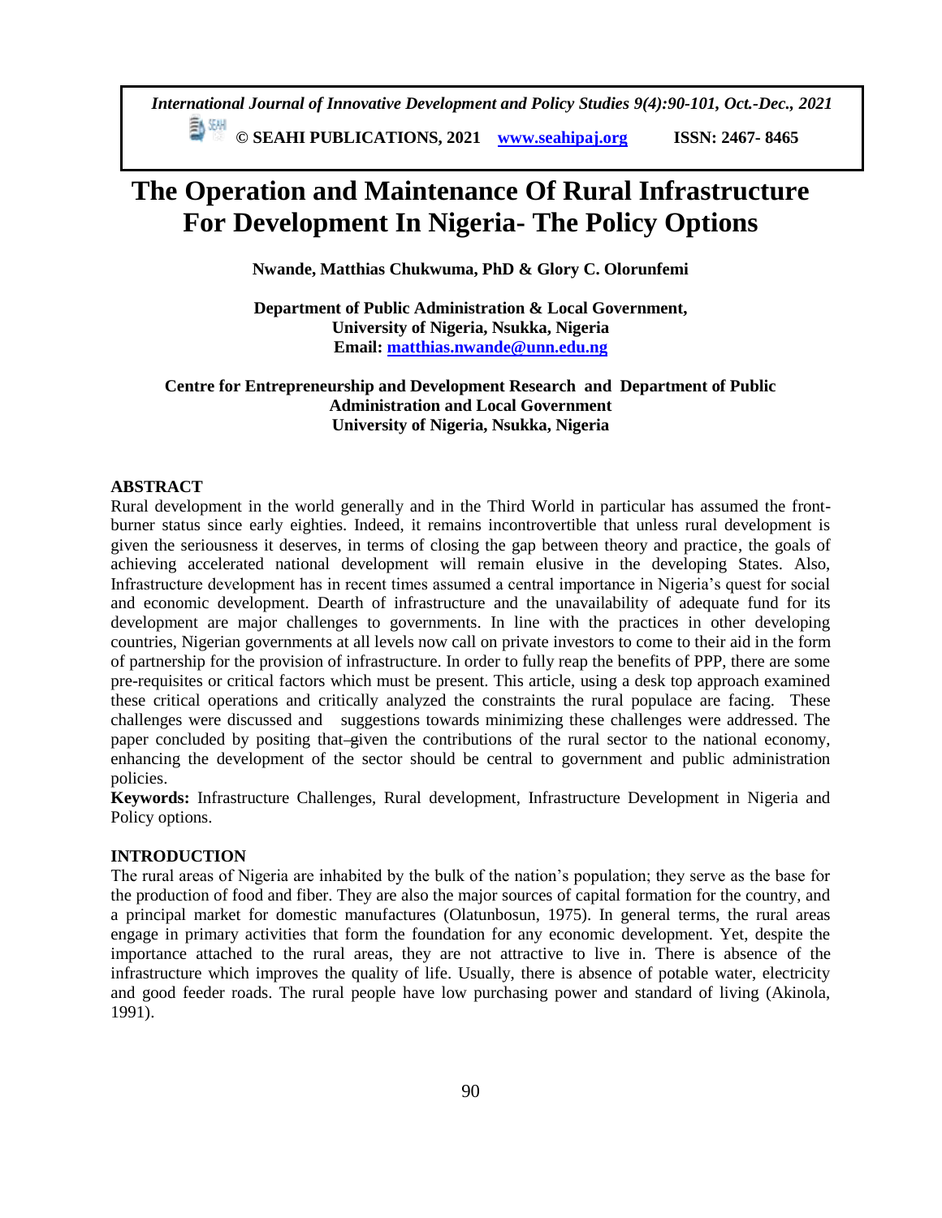# The Operation and Maintenance Of Rural Infrastructure For Development In Nigeria- The Policy Options

**Nwande, Matthias Chukwuma, PhD & Glory C. Olorunfemi**

**Department of Public Administration & Local Government,**
**University of Nigeria, Nsukka, Nigeria**
**Email: matthias.nwande@unn.edu.ng**

**Centre for Entrepreneurship and Development Research and Department of Public Administration and Local Government**
**University of Nigeria, Nsukka, Nigeria**

## ABSTRACT

Rural development in the world generally and in the Third World in particular has assumed the front-burner status since early eighties. Indeed, it remains incontrovertible that unless rural development is given the seriousness it deserves, in terms of closing the gap between theory and practice, the goals of achieving accelerated national development will remain elusive in the developing States. Also, Infrastructure development has in recent times assumed a central importance in Nigeria's quest for social and economic development. Dearth of infrastructure and the unavailability of adequate fund for its development are major challenges to governments. In line with the practices in other developing countries, Nigerian governments at all levels now call on private investors to come to their aid in the form of partnership for the provision of infrastructure. In order to fully reap the benefits of PPP, there are some pre-requisites or critical factors which must be present. This article, using a desk top approach examined these critical operations and critically analyzed the constraints the rural populace are facing. These challenges were discussed and suggestions towards minimizing these challenges were addressed. The paper concluded by positing that given the contributions of the rural sector to the national economy, enhancing the development of the sector should be central to government and public administration policies.

**Keywords:** Infrastructure Challenges, Rural development, Infrastructure Development in Nigeria and Policy options.

## INTRODUCTION

The rural areas of Nigeria are inhabited by the bulk of the nation's population; they serve as the base for the production of food and fiber. They are also the major sources of capital formation for the country, and a principal market for domestic manufactures (Olatunbosun, 1975). In general terms, the rural areas engage in primary activities that form the foundation for any economic development. Yet, despite the importance attached to the rural areas, they are not attractive to live in. There is absence of the infrastructure which improves the quality of life. Usually, there is absence of potable water, electricity and good feeder roads. The rural people have low purchasing power and standard of living (Akinola, 1991).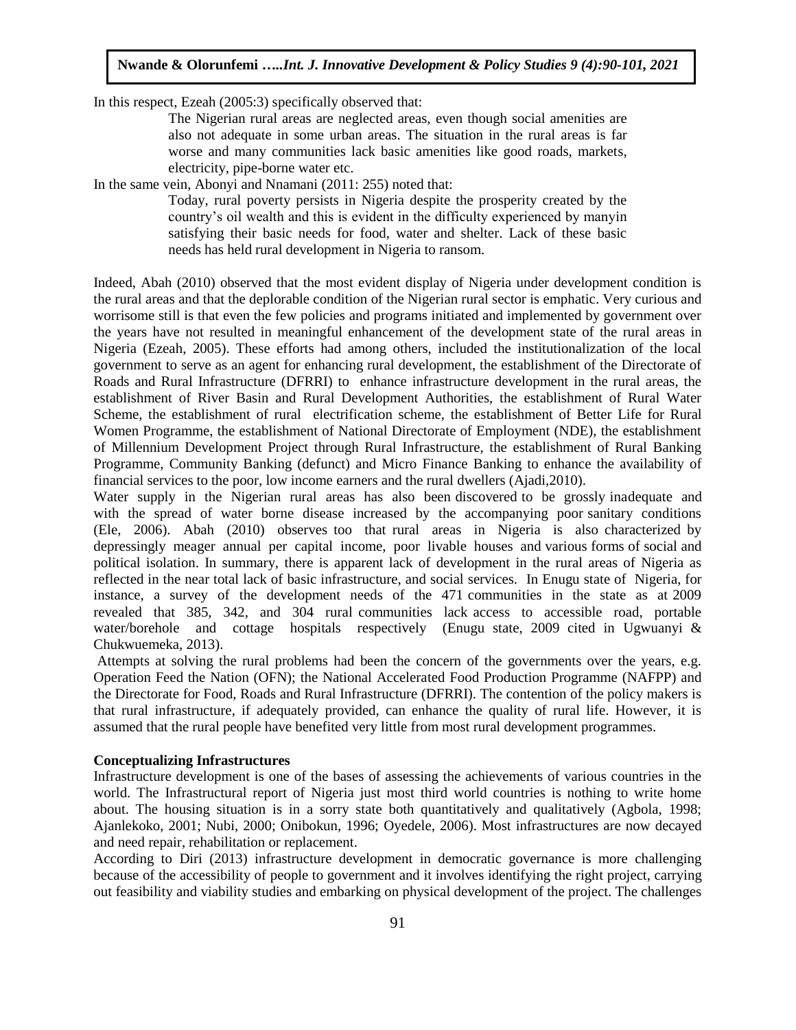In this respect, Ezeah (2005:3) specifically observed that:

> The Nigerian rural areas are neglected areas, even though social amenities are also not adequate in some urban areas. The situation in the rural areas is far worse and many communities lack basic amenities like good roads, markets, electricity, pipe-borne water etc.

In the same vein, Abonyi and Nnamani (2011: 255) noted that:

> Today, rural poverty persists in Nigeria despite the prosperity created by the country's oil wealth and this is evident in the difficulty experienced by manyin satisfying their basic needs for food, water and shelter. Lack of these basic needs has held rural development in Nigeria to ransom.

Indeed, Abah (2010) observed that the most evident display of Nigeria under development condition is the rural areas and that the deplorable condition of the Nigerian rural sector is emphatic. Very curious and worrisome still is that even the few policies and programs initiated and implemented by government over the years have not resulted in meaningful enhancement of the development state of the rural areas in Nigeria (Ezeah, 2005). These efforts had among others, included the institutionalization of the local government to serve as an agent for enhancing rural development, the establishment of the Directorate of Roads and Rural Infrastructure (DFRRI) to enhance infrastructure development in the rural areas, the establishment of River Basin and Rural Development Authorities, the establishment of Rural Water Scheme, the establishment of rural electrification scheme, the establishment of Better Life for Rural Women Programme, the establishment of National Directorate of Employment (NDE), the establishment of Millennium Development Project through Rural Infrastructure, the establishment of Rural Banking Programme, Community Banking (defunct) and Micro Finance Banking to enhance the availability of financial services to the poor, low income earners and the rural dwellers (Ajadi,2010).

Water supply in the Nigerian rural areas has also been discovered to be grossly inadequate and with the spread of water borne disease increased by the accompanying poor sanitary conditions (Ele, 2006). Abah (2010) observes too that rural areas in Nigeria is also characterized by depressingly meager annual per capital income, poor livable houses and various forms of social and political isolation. In summary, there is apparent lack of development in the rural areas of Nigeria as reflected in the near total lack of basic infrastructure, and social services. In Enugu state of Nigeria, for instance, a survey of the development needs of the 471 communities in the state as at 2009 revealed that 385, 342, and 304 rural communities lack access to accessible road, portable water/borehole and cottage hospitals respectively (Enugu state, 2009 cited in Ugwuanyi & Chukwuemeka, 2013).

Attempts at solving the rural problems had been the concern of the governments over the years, e.g. Operation Feed the Nation (OFN); the National Accelerated Food Production Programme (NAFPP) and the Directorate for Food, Roads and Rural Infrastructure (DFRRI). The contention of the policy makers is that rural infrastructure, if adequately provided, can enhance the quality of rural life. However, it is assumed that the rural people have benefited very little from most rural development programmes.

## Conceptualizing Infrastructures

Infrastructure development is one of the bases of assessing the achievements of various countries in the world. The Infrastructural report of Nigeria just most third world countries is nothing to write home about. The housing situation is in a sorry state both quantitatively and qualitatively (Agbola, 1998; Ajanlekoko, 2001; Nubi, 2000; Onibokun, 1996; Oyedele, 2006). Most infrastructures are now decayed and need repair, rehabilitation or replacement.

According to Diri (2013) infrastructure development in democratic governance is more challenging because of the accessibility of people to government and it involves identifying the right project, carrying out feasibility and viability studies and embarking on physical development of the project. The challenges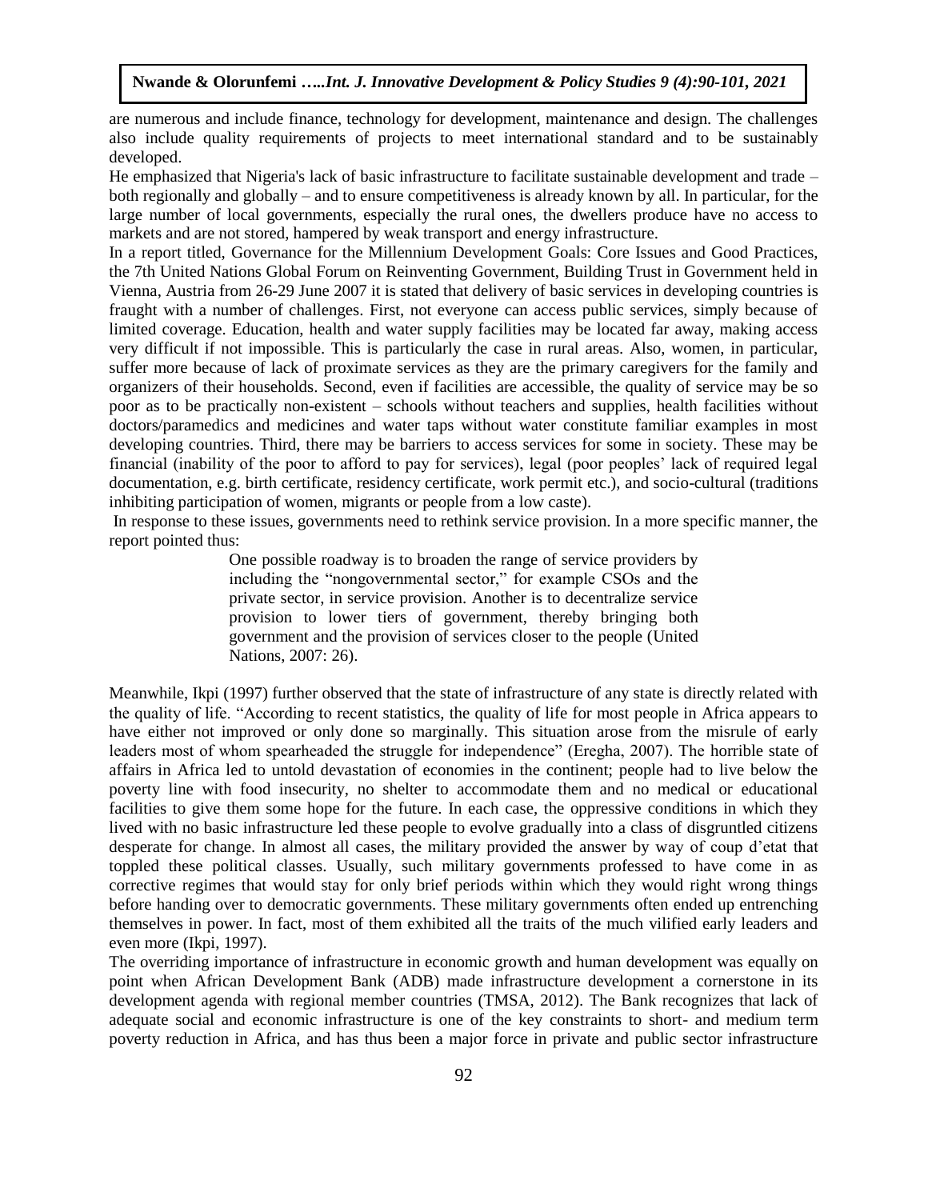are numerous and include finance, technology for development, maintenance and design. The challenges also include quality requirements of projects to meet international standard and to be sustainably developed.

He emphasized that Nigeria's lack of basic infrastructure to facilitate sustainable development and trade – both regionally and globally – and to ensure competitiveness is already known by all. In particular, for the large number of local governments, especially the rural ones, the dwellers produce have no access to markets and are not stored, hampered by weak transport and energy infrastructure.

In a report titled, Governance for the Millennium Development Goals: Core Issues and Good Practices, the 7th United Nations Global Forum on Reinventing Government, Building Trust in Government held in Vienna, Austria from 26-29 June 2007 it is stated that delivery of basic services in developing countries is fraught with a number of challenges. First, not everyone can access public services, simply because of limited coverage. Education, health and water supply facilities may be located far away, making access very difficult if not impossible. This is particularly the case in rural areas. Also, women, in particular, suffer more because of lack of proximate services as they are the primary caregivers for the family and organizers of their households. Second, even if facilities are accessible, the quality of service may be so poor as to be practically non-existent – schools without teachers and supplies, health facilities without doctors/paramedics and medicines and water taps without water constitute familiar examples in most developing countries. Third, there may be barriers to access services for some in society. These may be financial (inability of the poor to afford to pay for services), legal (poor peoples' lack of required legal documentation, e.g. birth certificate, residency certificate, work permit etc.), and socio-cultural (traditions inhibiting participation of women, migrants or people from a low caste).

In response to these issues, governments need to rethink service provision. In a more specific manner, the report pointed thus:

> One possible roadway is to broaden the range of service providers by including the "nongovernmental sector," for example CSOs and the private sector, in service provision. Another is to decentralize service provision to lower tiers of government, thereby bringing both government and the provision of services closer to the people (United Nations, 2007: 26).

Meanwhile, Ikpi (1997) further observed that the state of infrastructure of any state is directly related with the quality of life. "According to recent statistics, the quality of life for most people in Africa appears to have either not improved or only done so marginally. This situation arose from the misrule of early leaders most of whom spearheaded the struggle for independence" (Eregha, 2007). The horrible state of affairs in Africa led to untold devastation of economies in the continent; people had to live below the poverty line with food insecurity, no shelter to accommodate them and no medical or educational facilities to give them some hope for the future. In each case, the oppressive conditions in which they lived with no basic infrastructure led these people to evolve gradually into a class of disgruntled citizens desperate for change. In almost all cases, the military provided the answer by way of coup d'etat that toppled these political classes. Usually, such military governments professed to have come in as corrective regimes that would stay for only brief periods within which they would right wrong things before handing over to democratic governments. These military governments often ended up entrenching themselves in power. In fact, most of them exhibited all the traits of the much vilified early leaders and even more (Ikpi, 1997).

The overriding importance of infrastructure in economic growth and human development was equally on point when African Development Bank (ADB) made infrastructure development a cornerstone in its development agenda with regional member countries (TMSA, 2012). The Bank recognizes that lack of adequate social and economic infrastructure is one of the key constraints to short- and medium term poverty reduction in Africa, and has thus been a major force in private and public sector infrastructure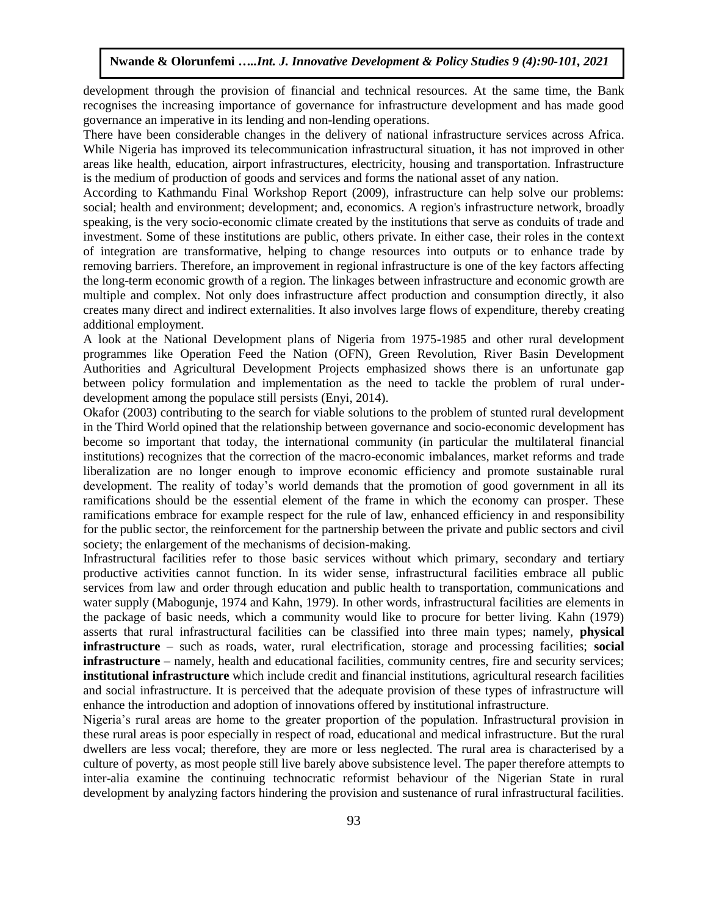development through the provision of financial and technical resources. At the same time, the Bank recognises the increasing importance of governance for infrastructure development and has made good governance an imperative in its lending and non-lending operations.

There have been considerable changes in the delivery of national infrastructure services across Africa. While Nigeria has improved its telecommunication infrastructural situation, it has not improved in other areas like health, education, airport infrastructures, electricity, housing and transportation. Infrastructure is the medium of production of goods and services and forms the national asset of any nation.

According to Kathmandu Final Workshop Report (2009), infrastructure can help solve our problems: social; health and environment; development; and, economics. A region's infrastructure network, broadly speaking, is the very socio-economic climate created by the institutions that serve as conduits of trade and investment. Some of these institutions are public, others private. In either case, their roles in the context of integration are transformative, helping to change resources into outputs or to enhance trade by removing barriers. Therefore, an improvement in regional infrastructure is one of the key factors affecting the long-term economic growth of a region. The linkages between infrastructure and economic growth are multiple and complex. Not only does infrastructure affect production and consumption directly, it also creates many direct and indirect externalities. It also involves large flows of expenditure, thereby creating additional employment.

A look at the National Development plans of Nigeria from 1975-1985 and other rural development programmes like Operation Feed the Nation (OFN), Green Revolution, River Basin Development Authorities and Agricultural Development Projects emphasized shows there is an unfortunate gap between policy formulation and implementation as the need to tackle the problem of rural under-development among the populace still persists (Enyi, 2014).

Okafor (2003) contributing to the search for viable solutions to the problem of stunted rural development in the Third World opined that the relationship between governance and socio-economic development has become so important that today, the international community (in particular the multilateral financial institutions) recognizes that the correction of the macro-economic imbalances, market reforms and trade liberalization are no longer enough to improve economic efficiency and promote sustainable rural development. The reality of today's world demands that the promotion of good government in all its ramifications should be the essential element of the frame in which the economy can prosper. These ramifications embrace for example respect for the rule of law, enhanced efficiency in and responsibility for the public sector, the reinforcement for the partnership between the private and public sectors and civil society; the enlargement of the mechanisms of decision-making.

Infrastructural facilities refer to those basic services without which primary, secondary and tertiary productive activities cannot function. In its wider sense, infrastructural facilities embrace all public services from law and order through education and public health to transportation, communications and water supply (Mabogunje, 1974 and Kahn, 1979). In other words, infrastructural facilities are elements in the package of basic needs, which a community would like to procure for better living. Kahn (1979) asserts that rural infrastructural facilities can be classified into three main types; namely, **physical infrastructure** – such as roads, water, rural electrification, storage and processing facilities; **social infrastructure** – namely, health and educational facilities, community centres, fire and security services; **institutional infrastructure** which include credit and financial institutions, agricultural research facilities and social infrastructure. It is perceived that the adequate provision of these types of infrastructure will enhance the introduction and adoption of innovations offered by institutional infrastructure.

Nigeria's rural areas are home to the greater proportion of the population. Infrastructural provision in these rural areas is poor especially in respect of road, educational and medical infrastructure. But the rural dwellers are less vocal; therefore, they are more or less neglected. The rural area is characterised by a culture of poverty, as most people still live barely above subsistence level. The paper therefore attempts to inter-alia examine the continuing technocratic reformist behaviour of the Nigerian State in rural development by analyzing factors hindering the provision and sustenance of rural infrastructural facilities.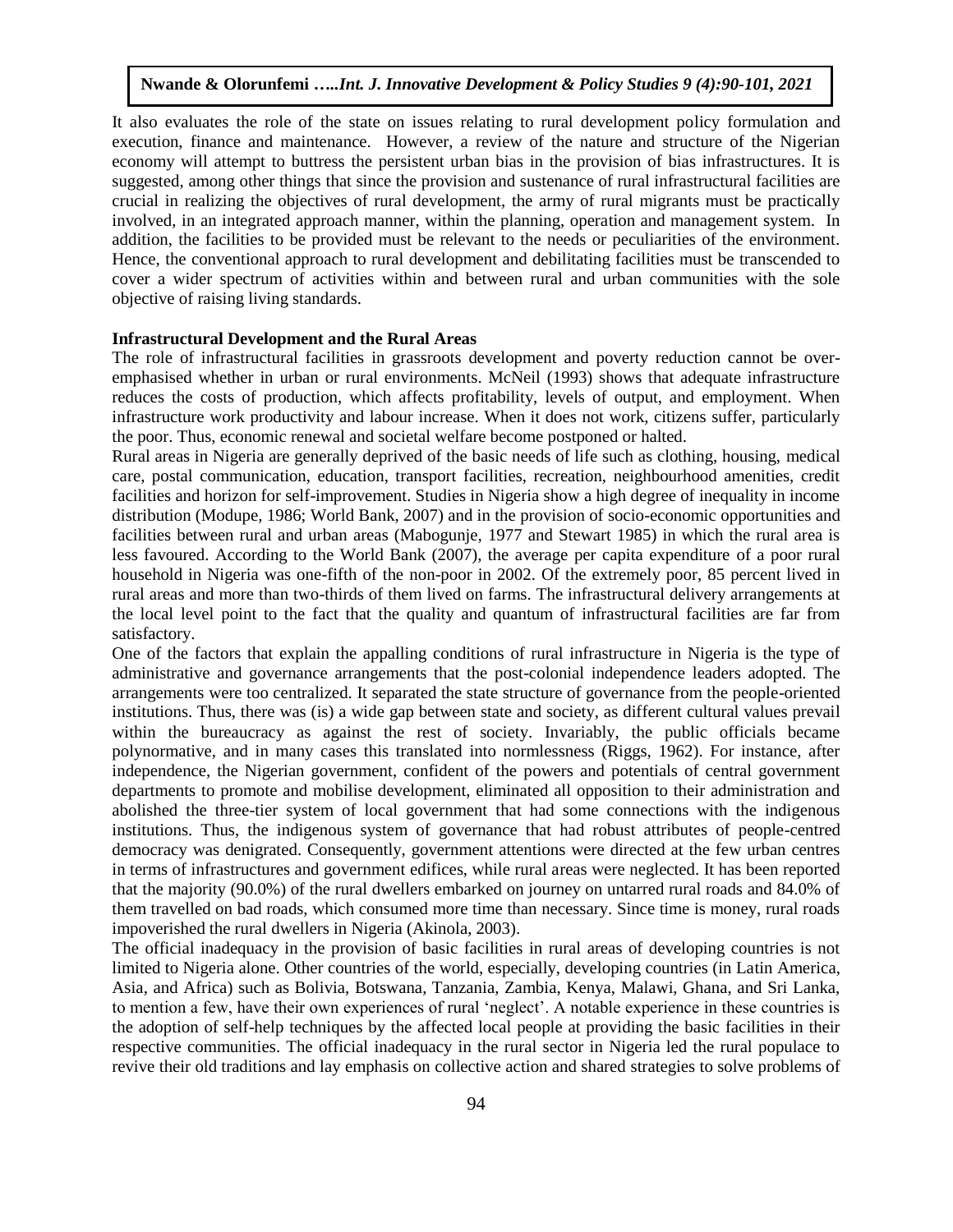It also evaluates the role of the state on issues relating to rural development policy formulation and execution, finance and maintenance. However, a review of the nature and structure of the Nigerian economy will attempt to buttress the persistent urban bias in the provision of bias infrastructures. It is suggested, among other things that since the provision and sustenance of rural infrastructural facilities are crucial in realizing the objectives of rural development, the army of rural migrants must be practically involved, in an integrated approach manner, within the planning, operation and management system. In addition, the facilities to be provided must be relevant to the needs or peculiarities of the environment. Hence, the conventional approach to rural development and debilitating facilities must be transcended to cover a wider spectrum of activities within and between rural and urban communities with the sole objective of raising living standards.

**Infrastructural Development and the Rural Areas**

The role of infrastructural facilities in grassroots development and poverty reduction cannot be over-emphasised whether in urban or rural environments. McNeil (1993) shows that adequate infrastructure reduces the costs of production, which affects profitability, levels of output, and employment. When infrastructure work productivity and labour increase. When it does not work, citizens suffer, particularly the poor. Thus, economic renewal and societal welfare become postponed or halted.

Rural areas in Nigeria are generally deprived of the basic needs of life such as clothing, housing, medical care, postal communication, education, transport facilities, recreation, neighbourhood amenities, credit facilities and horizon for self-improvement. Studies in Nigeria show a high degree of inequality in income distribution (Modupe, 1986; World Bank, 2007) and in the provision of socio-economic opportunities and facilities between rural and urban areas (Mabogunje, 1977 and Stewart 1985) in which the rural area is less favoured. According to the World Bank (2007), the average per capita expenditure of a poor rural household in Nigeria was one-fifth of the non-poor in 2002. Of the extremely poor, 85 percent lived in rural areas and more than two-thirds of them lived on farms. The infrastructural delivery arrangements at the local level point to the fact that the quality and quantum of infrastructural facilities are far from satisfactory.

One of the factors that explain the appalling conditions of rural infrastructure in Nigeria is the type of administrative and governance arrangements that the post-colonial independence leaders adopted. The arrangements were too centralized. It separated the state structure of governance from the people-oriented institutions. Thus, there was (is) a wide gap between state and society, as different cultural values prevail within the bureaucracy as against the rest of society. Invariably, the public officials became polynormative, and in many cases this translated into normlessness (Riggs, 1962). For instance, after independence, the Nigerian government, confident of the powers and potentials of central government departments to promote and mobilise development, eliminated all opposition to their administration and abolished the three-tier system of local government that had some connections with the indigenous institutions. Thus, the indigenous system of governance that had robust attributes of people-centred democracy was denigrated. Consequently, government attentions were directed at the few urban centres in terms of infrastructures and government edifices, while rural areas were neglected. It has been reported that the majority (90.0%) of the rural dwellers embarked on journey on untarred rural roads and 84.0% of them travelled on bad roads, which consumed more time than necessary. Since time is money, rural roads impoverished the rural dwellers in Nigeria (Akinola, 2003).

The official inadequacy in the provision of basic facilities in rural areas of developing countries is not limited to Nigeria alone. Other countries of the world, especially, developing countries (in Latin America, Asia, and Africa) such as Bolivia, Botswana, Tanzania, Zambia, Kenya, Malawi, Ghana, and Sri Lanka, to mention a few, have their own experiences of rural 'neglect'. A notable experience in these countries is the adoption of self-help techniques by the affected local people at providing the basic facilities in their respective communities. The official inadequacy in the rural sector in Nigeria led the rural populace to revive their old traditions and lay emphasis on collective action and shared strategies to solve problems of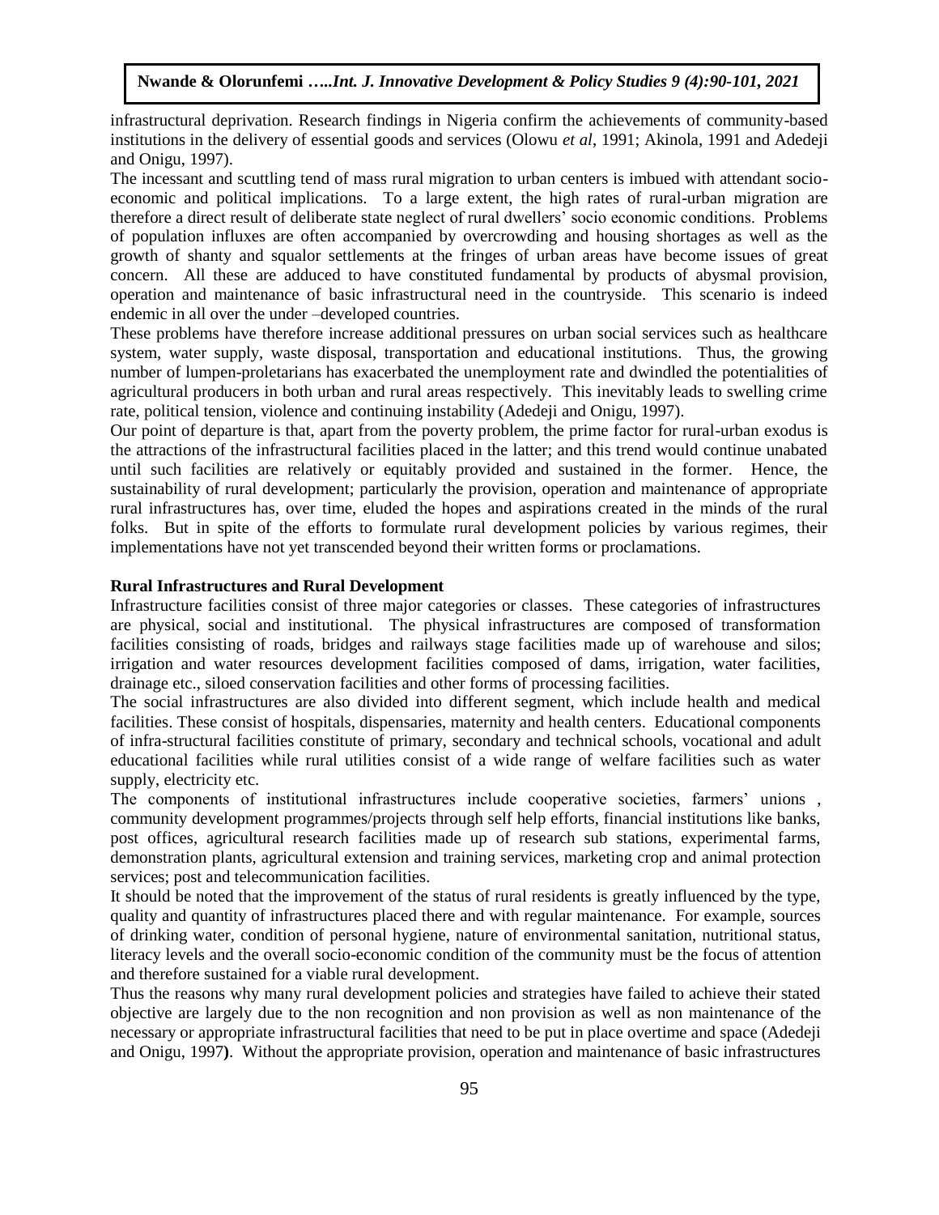infrastructural deprivation. Research findings in Nigeria confirm the achievements of community-based institutions in the delivery of essential goods and services (Olowu *et al*, 1991; Akinola, 1991 and Adedeji and Onigu, 1997).

The incessant and scuttling tend of mass rural migration to urban centers is imbued with attendant socio-economic and political implications. To a large extent, the high rates of rural-urban migration are therefore a direct result of deliberate state neglect of rural dwellers' socio economic conditions. Problems of population influxes are often accompanied by overcrowding and housing shortages as well as the growth of shanty and squalor settlements at the fringes of urban areas have become issues of great concern. All these are adduced to have constituted fundamental by products of abysmal provision, operation and maintenance of basic infrastructural need in the countryside. This scenario is indeed endemic in all over the under –developed countries.

These problems have therefore increase additional pressures on urban social services such as healthcare system, water supply, waste disposal, transportation and educational institutions. Thus, the growing number of lumpen-proletarians has exacerbated the unemployment rate and dwindled the potentialities of agricultural producers in both urban and rural areas respectively. This inevitably leads to swelling crime rate, political tension, violence and continuing instability (Adedeji and Onigu, 1997).

Our point of departure is that, apart from the poverty problem, the prime factor for rural-urban exodus is the attractions of the infrastructural facilities placed in the latter; and this trend would continue unabated until such facilities are relatively or equitably provided and sustained in the former. Hence, the sustainability of rural development; particularly the provision, operation and maintenance of appropriate rural infrastructures has, over time, eluded the hopes and aspirations created in the minds of the rural folks. But in spite of the efforts to formulate rural development policies by various regimes, their implementations have not yet transcended beyond their written forms or proclamations.

**Rural Infrastructures and Rural Development**

Infrastructure facilities consist of three major categories or classes. These categories of infrastructures are physical, social and institutional. The physical infrastructures are composed of transformation facilities consisting of roads, bridges and railways stage facilities made up of warehouse and silos; irrigation and water resources development facilities composed of dams, irrigation, water facilities, drainage etc., siloed conservation facilities and other forms of processing facilities.

The social infrastructures are also divided into different segment, which include health and medical facilities. These consist of hospitals, dispensaries, maternity and health centers. Educational components of infra-structural facilities constitute of primary, secondary and technical schools, vocational and adult educational facilities while rural utilities consist of a wide range of welfare facilities such as water supply, electricity etc.

The components of institutional infrastructures include cooperative societies, farmers' unions , community development programmes/projects through self help efforts, financial institutions like banks, post offices, agricultural research facilities made up of research sub stations, experimental farms, demonstration plants, agricultural extension and training services, marketing crop and animal protection services; post and telecommunication facilities.

It should be noted that the improvement of the status of rural residents is greatly influenced by the type, quality and quantity of infrastructures placed there and with regular maintenance. For example, sources of drinking water, condition of personal hygiene, nature of environmental sanitation, nutritional status, literacy levels and the overall socio-economic condition of the community must be the focus of attention and therefore sustained for a viable rural development.

Thus the reasons why many rural development policies and strategies have failed to achieve their stated objective are largely due to the non recognition and non provision as well as non maintenance of the necessary or appropriate infrastructural facilities that need to be put in place overtime and space (Adedeji and Onigu, 1997**)**. Without the appropriate provision, operation and maintenance of basic infrastructures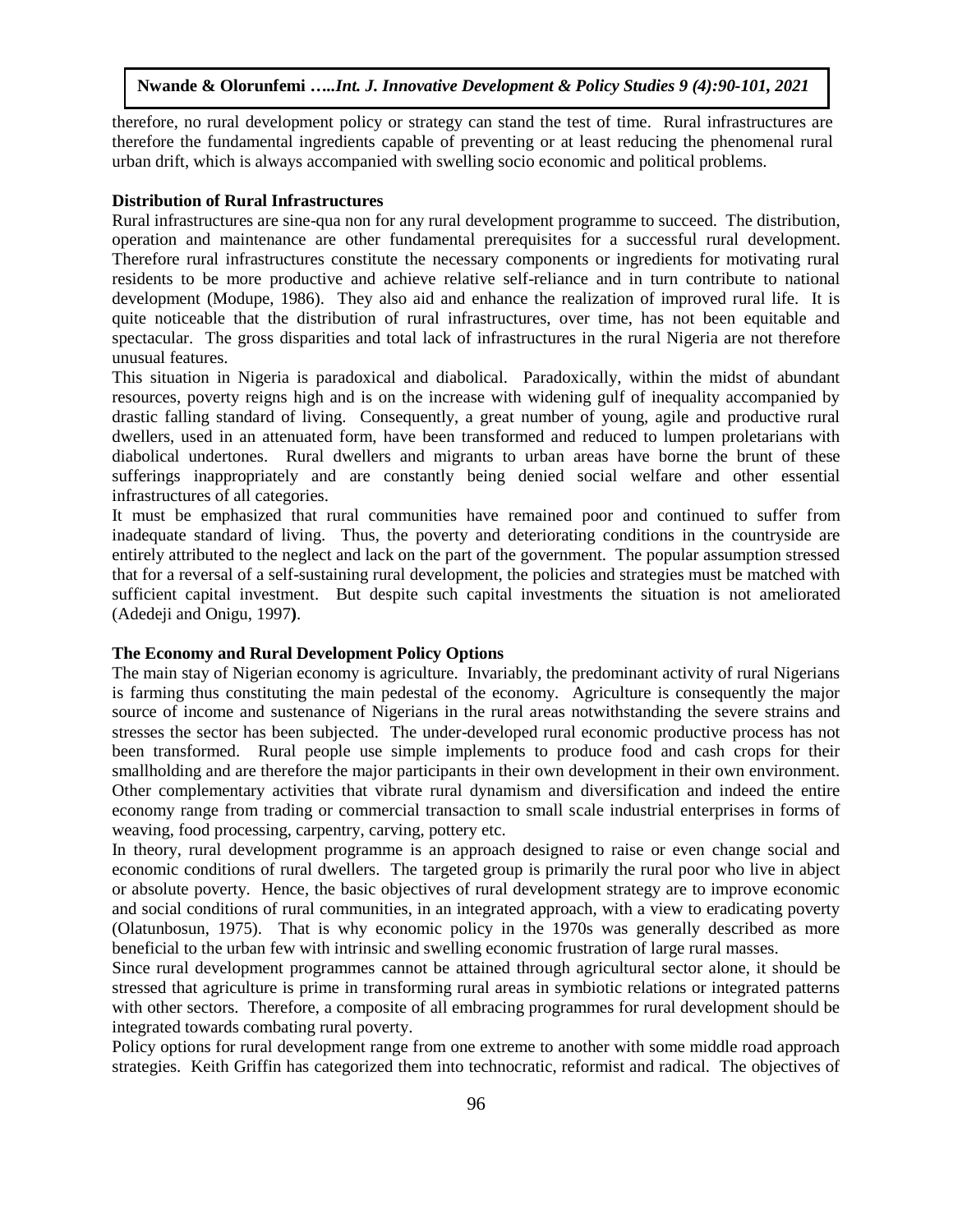therefore, no rural development policy or strategy can stand the test of time. Rural infrastructures are therefore the fundamental ingredients capable of preventing or at least reducing the phenomenal rural urban drift, which is always accompanied with swelling socio economic and political problems.

**Distribution of Rural Infrastructures**

Rural infrastructures are sine-qua non for any rural development programme to succeed. The distribution, operation and maintenance are other fundamental prerequisites for a successful rural development. Therefore rural infrastructures constitute the necessary components or ingredients for motivating rural residents to be more productive and achieve relative self-reliance and in turn contribute to national development (Modupe, 1986). They also aid and enhance the realization of improved rural life. It is quite noticeable that the distribution of rural infrastructures, over time, has not been equitable and spectacular. The gross disparities and total lack of infrastructures in the rural Nigeria are not therefore unusual features.

This situation in Nigeria is paradoxical and diabolical. Paradoxically, within the midst of abundant resources, poverty reigns high and is on the increase with widening gulf of inequality accompanied by drastic falling standard of living. Consequently, a great number of young, agile and productive rural dwellers, used in an attenuated form, have been transformed and reduced to lumpen proletarians with diabolical undertones. Rural dwellers and migrants to urban areas have borne the brunt of these sufferings inappropriately and are constantly being denied social welfare and other essential infrastructures of all categories.

It must be emphasized that rural communities have remained poor and continued to suffer from inadequate standard of living. Thus, the poverty and deteriorating conditions in the countryside are entirely attributed to the neglect and lack on the part of the government. The popular assumption stressed that for a reversal of a self-sustaining rural development, the policies and strategies must be matched with sufficient capital investment. But despite such capital investments the situation is not ameliorated (Adedeji and Onigu, 1997**)**.

**The Economy and Rural Development Policy Options**

The main stay of Nigerian economy is agriculture. Invariably, the predominant activity of rural Nigerians is farming thus constituting the main pedestal of the economy. Agriculture is consequently the major source of income and sustenance of Nigerians in the rural areas notwithstanding the severe strains and stresses the sector has been subjected. The under-developed rural economic productive process has not been transformed. Rural people use simple implements to produce food and cash crops for their smallholding and are therefore the major participants in their own development in their own environment. Other complementary activities that vibrate rural dynamism and diversification and indeed the entire economy range from trading or commercial transaction to small scale industrial enterprises in forms of weaving, food processing, carpentry, carving, pottery etc.

In theory, rural development programme is an approach designed to raise or even change social and economic conditions of rural dwellers. The targeted group is primarily the rural poor who live in abject or absolute poverty. Hence, the basic objectives of rural development strategy are to improve economic and social conditions of rural communities, in an integrated approach, with a view to eradicating poverty (Olatunbosun, 1975). That is why economic policy in the 1970s was generally described as more beneficial to the urban few with intrinsic and swelling economic frustration of large rural masses.

Since rural development programmes cannot be attained through agricultural sector alone, it should be stressed that agriculture is prime in transforming rural areas in symbiotic relations or integrated patterns with other sectors. Therefore, a composite of all embracing programmes for rural development should be integrated towards combating rural poverty.

Policy options for rural development range from one extreme to another with some middle road approach strategies. Keith Griffin has categorized them into technocratic, reformist and radical. The objectives of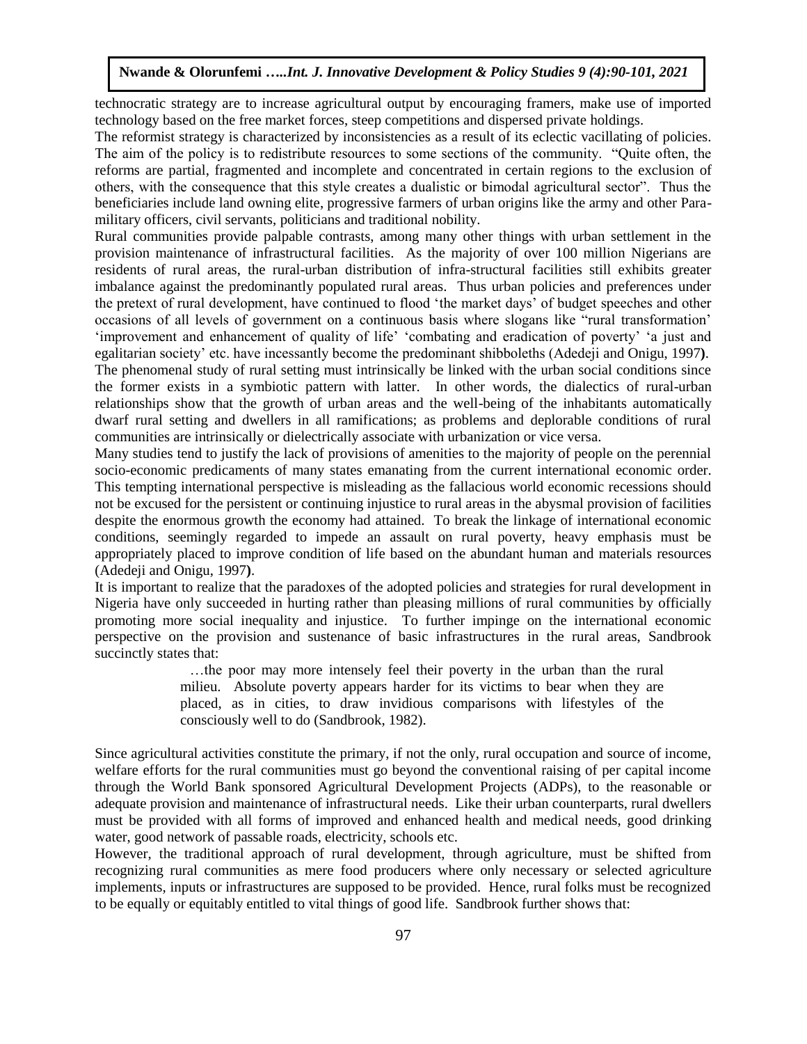technocratic strategy are to increase agricultural output by encouraging framers, make use of imported technology based on the free market forces, steep competitions and dispersed private holdings.

The reformist strategy is characterized by inconsistencies as a result of its eclectic vacillating of policies. The aim of the policy is to redistribute resources to some sections of the community. "Quite often, the reforms are partial, fragmented and incomplete and concentrated in certain regions to the exclusion of others, with the consequence that this style creates a dualistic or bimodal agricultural sector". Thus the beneficiaries include land owning elite, progressive farmers of urban origins like the army and other Para-military officers, civil servants, politicians and traditional nobility.

Rural communities provide palpable contrasts, among many other things with urban settlement in the provision maintenance of infrastructural facilities. As the majority of over 100 million Nigerians are residents of rural areas, the rural-urban distribution of infra-structural facilities still exhibits greater imbalance against the predominantly populated rural areas. Thus urban policies and preferences under the pretext of rural development, have continued to flood 'the market days' of budget speeches and other occasions of all levels of government on a continuous basis where slogans like "rural transformation' 'improvement and enhancement of quality of life' 'combating and eradication of poverty' 'a just and egalitarian society' etc. have incessantly become the predominant shibboleths (Adedeji and Onigu, 1997**)**.

The phenomenal study of rural setting must intrinsically be linked with the urban social conditions since the former exists in a symbiotic pattern with latter. In other words, the dialectics of rural-urban relationships show that the growth of urban areas and the well-being of the inhabitants automatically dwarf rural setting and dwellers in all ramifications; as problems and deplorable conditions of rural communities are intrinsically or dielectrically associate with urbanization or vice versa.

Many studies tend to justify the lack of provisions of amenities to the majority of people on the perennial socio-economic predicaments of many states emanating from the current international economic order. This tempting international perspective is misleading as the fallacious world economic recessions should not be excused for the persistent or continuing injustice to rural areas in the abysmal provision of facilities despite the enormous growth the economy had attained. To break the linkage of international economic conditions, seemingly regarded to impede an assault on rural poverty, heavy emphasis must be appropriately placed to improve condition of life based on the abundant human and materials resources (Adedeji and Onigu, 1997**)**.

It is important to realize that the paradoxes of the adopted policies and strategies for rural development in Nigeria have only succeeded in hurting rather than pleasing millions of rural communities by officially promoting more social inequality and injustice. To further impinge on the international economic perspective on the provision and sustenance of basic infrastructures in the rural areas, Sandbrook succinctly states that:

> …the poor may more intensely feel their poverty in the urban than the rural milieu. Absolute poverty appears harder for its victims to bear when they are placed, as in cities, to draw invidious comparisons with lifestyles of the consciously well to do (Sandbrook, 1982).

Since agricultural activities constitute the primary, if not the only, rural occupation and source of income, welfare efforts for the rural communities must go beyond the conventional raising of per capital income through the World Bank sponsored Agricultural Development Projects (ADPs), to the reasonable or adequate provision and maintenance of infrastructural needs. Like their urban counterparts, rural dwellers must be provided with all forms of improved and enhanced health and medical needs, good drinking water, good network of passable roads, electricity, schools etc.

However, the traditional approach of rural development, through agriculture, must be shifted from recognizing rural communities as mere food producers where only necessary or selected agriculture implements, inputs or infrastructures are supposed to be provided. Hence, rural folks must be recognized to be equally or equitably entitled to vital things of good life. Sandbrook further shows that: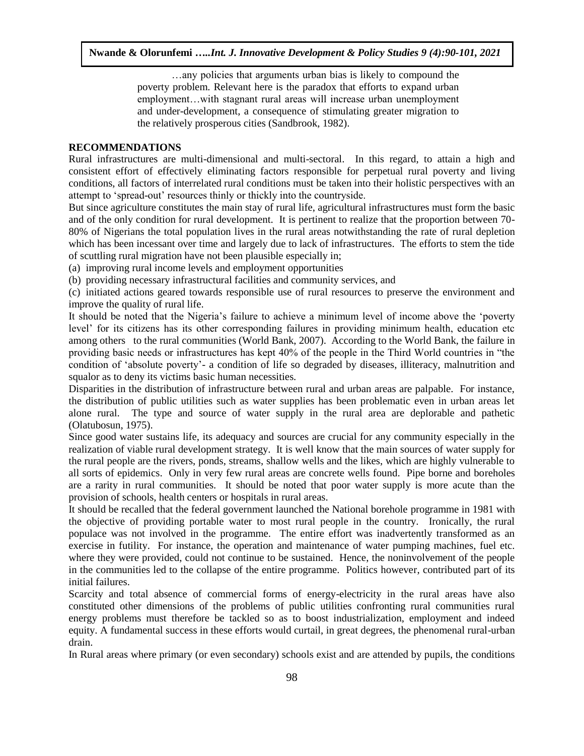> …any policies that arguments urban bias is likely to compound the poverty problem. Relevant here is the paradox that efforts to expand urban employment…with stagnant rural areas will increase urban unemployment and under-development, a consequence of stimulating greater migration to the relatively prosperous cities (Sandbrook, 1982).

## RECOMMENDATIONS

Rural infrastructures are multi-dimensional and multi-sectoral. In this regard, to attain a high and consistent effort of effectively eliminating factors responsible for perpetual rural poverty and living conditions, all factors of interrelated rural conditions must be taken into their holistic perspectives with an attempt to 'spread-out' resources thinly or thickly into the countryside.

But since agriculture constitutes the main stay of rural life, agricultural infrastructures must form the basic and of the only condition for rural development. It is pertinent to realize that the proportion between 70-80% of Nigerians the total population lives in the rural areas notwithstanding the rate of rural depletion which has been incessant over time and largely due to lack of infrastructures. The efforts to stem the tide of scuttling rural migration have not been plausible especially in;

(a) improving rural income levels and employment opportunities

(b) providing necessary infrastructural facilities and community services, and

(c) initiated actions geared towards responsible use of rural resources to preserve the environment and improve the quality of rural life.

It should be noted that the Nigeria's failure to achieve a minimum level of income above the 'poverty level' for its citizens has its other corresponding failures in providing minimum health, education etc among others to the rural communities (World Bank, 2007). According to the World Bank, the failure in providing basic needs or infrastructures has kept 40% of the people in the Third World countries in "the condition of 'absolute poverty'- a condition of life so degraded by diseases, illiteracy, malnutrition and squalor as to deny its victims basic human necessities.

Disparities in the distribution of infrastructure between rural and urban areas are palpable. For instance, the distribution of public utilities such as water supplies has been problematic even in urban areas let alone rural. The type and source of water supply in the rural area are deplorable and pathetic (Olatubosun, 1975).

Since good water sustains life, its adequacy and sources are crucial for any community especially in the realization of viable rural development strategy. It is well know that the main sources of water supply for the rural people are the rivers, ponds, streams, shallow wells and the likes, which are highly vulnerable to all sorts of epidemics. Only in very few rural areas are concrete wells found. Pipe borne and boreholes are a rarity in rural communities. It should be noted that poor water supply is more acute than the provision of schools, health centers or hospitals in rural areas.

It should be recalled that the federal government launched the National borehole programme in 1981 with the objective of providing portable water to most rural people in the country. Ironically, the rural populace was not involved in the programme. The entire effort was inadvertently transformed as an exercise in futility. For instance, the operation and maintenance of water pumping machines, fuel etc. where they were provided, could not continue to be sustained. Hence, the noninvolvement of the people in the communities led to the collapse of the entire programme. Politics however, contributed part of its initial failures.

Scarcity and total absence of commercial forms of energy-electricity in the rural areas have also constituted other dimensions of the problems of public utilities confronting rural communities rural energy problems must therefore be tackled so as to boost industrialization, employment and indeed equity. A fundamental success in these efforts would curtail, in great degrees, the phenomenal rural-urban drain.

In Rural areas where primary (or even secondary) schools exist and are attended by pupils, the conditions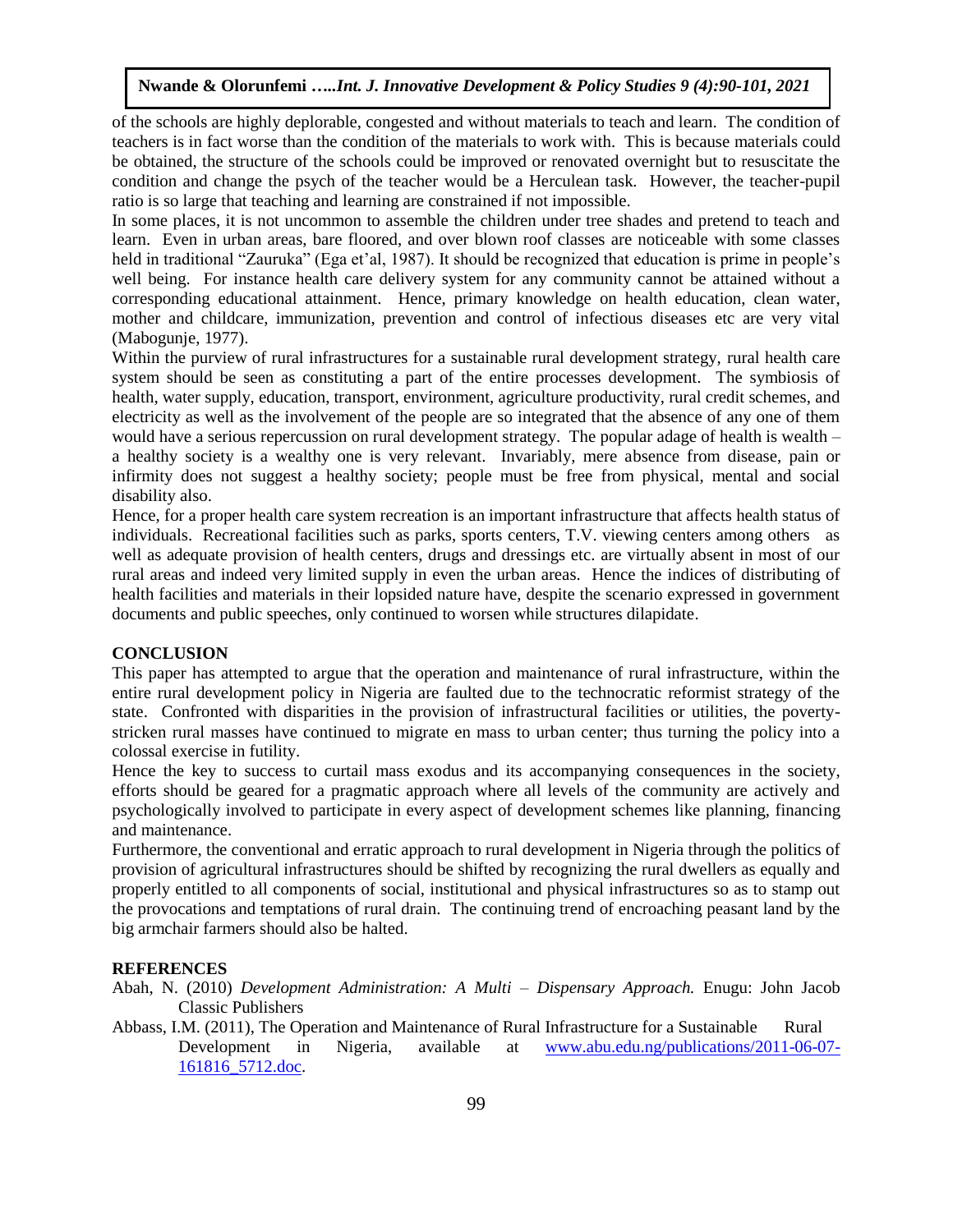of the schools are highly deplorable, congested and without materials to teach and learn. The condition of teachers is in fact worse than the condition of the materials to work with. This is because materials could be obtained, the structure of the schools could be improved or renovated overnight but to resuscitate the condition and change the psych of the teacher would be a Herculean task. However, the teacher-pupil ratio is so large that teaching and learning are constrained if not impossible.

In some places, it is not uncommon to assemble the children under tree shades and pretend to teach and learn. Even in urban areas, bare floored, and over blown roof classes are noticeable with some classes held in traditional "Zauruka" (Ega et'al, 1987). It should be recognized that education is prime in people's well being. For instance health care delivery system for any community cannot be attained without a corresponding educational attainment. Hence, primary knowledge on health education, clean water, mother and childcare, immunization, prevention and control of infectious diseases etc are very vital (Mabogunje, 1977).

Within the purview of rural infrastructures for a sustainable rural development strategy, rural health care system should be seen as constituting a part of the entire processes development. The symbiosis of health, water supply, education, transport, environment, agriculture productivity, rural credit schemes, and electricity as well as the involvement of the people are so integrated that the absence of any one of them would have a serious repercussion on rural development strategy. The popular adage of health is wealth – a healthy society is a wealthy one is very relevant. Invariably, mere absence from disease, pain or infirmity does not suggest a healthy society; people must be free from physical, mental and social disability also.

Hence, for a proper health care system recreation is an important infrastructure that affects health status of individuals. Recreational facilities such as parks, sports centers, T.V. viewing centers among others as well as adequate provision of health centers, drugs and dressings etc. are virtually absent in most of our rural areas and indeed very limited supply in even the urban areas. Hence the indices of distributing of health facilities and materials in their lopsided nature have, despite the scenario expressed in government documents and public speeches, only continued to worsen while structures dilapidate.

## CONCLUSION

This paper has attempted to argue that the operation and maintenance of rural infrastructure, within the entire rural development policy in Nigeria are faulted due to the technocratic reformist strategy of the state. Confronted with disparities in the provision of infrastructural facilities or utilities, the poverty-stricken rural masses have continued to migrate en mass to urban center; thus turning the policy into a colossal exercise in futility.

Hence the key to success to curtail mass exodus and its accompanying consequences in the society, efforts should be geared for a pragmatic approach where all levels of the community are actively and psychologically involved to participate in every aspect of development schemes like planning, financing and maintenance.

Furthermore, the conventional and erratic approach to rural development in Nigeria through the politics of provision of agricultural infrastructures should be shifted by recognizing the rural dwellers as equally and properly entitled to all components of social, institutional and physical infrastructures so as to stamp out the provocations and temptations of rural drain. The continuing trend of encroaching peasant land by the big armchair farmers should also be halted.

## REFERENCES

Abah, N. (2010) *Development Administration: A Multi – Dispensary Approach.* Enugu: John Jacob Classic Publishers

Abbass, I.M. (2011), The Operation and Maintenance of Rural Infrastructure for a Sustainable Rural Development in Nigeria, available at www.abu.edu.ng/publications/2011-06-07-161816_5712.doc.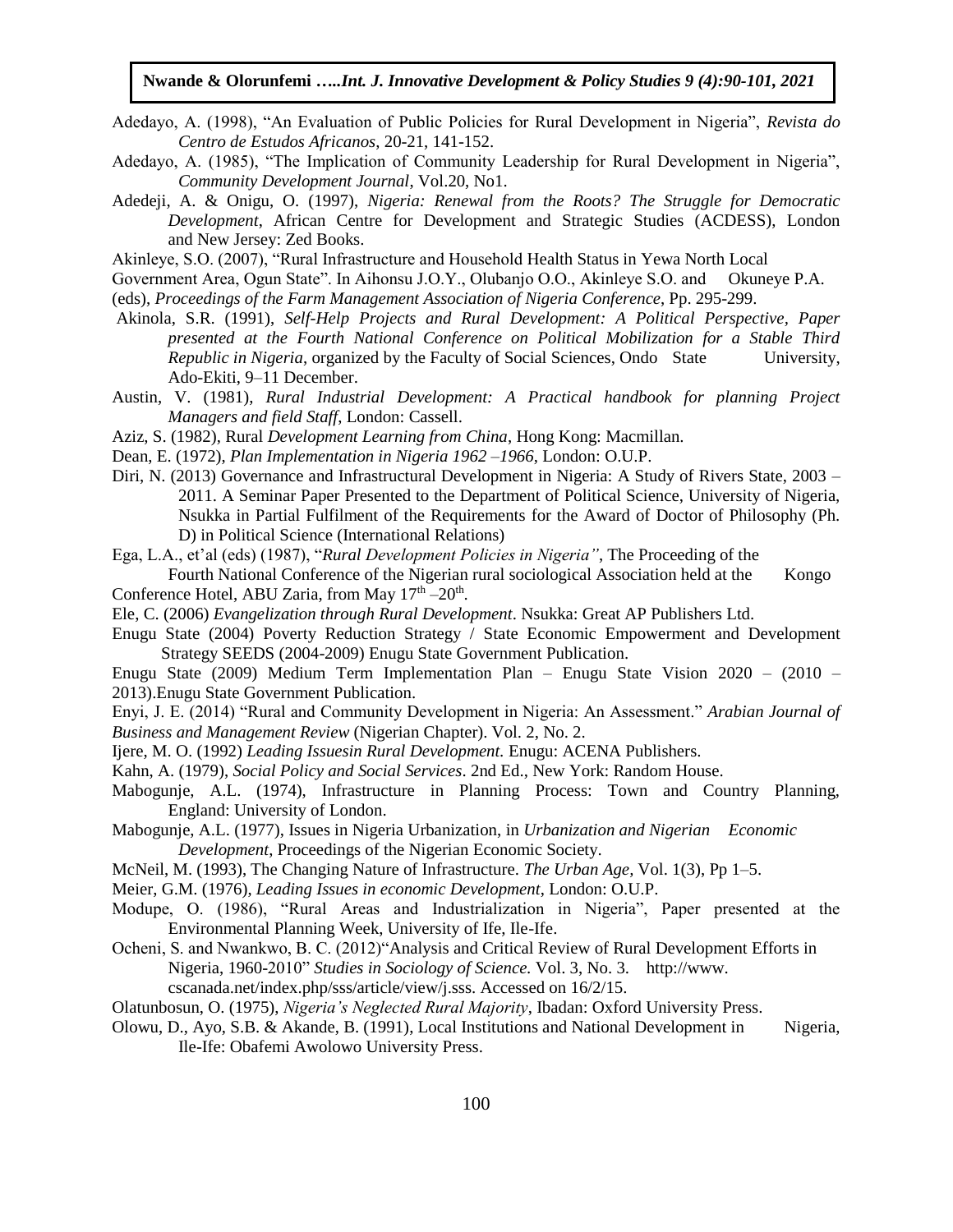Adedayo, A. (1998), "An Evaluation of Public Policies for Rural Development in Nigeria", *Revista do Centro de Estudos Africanos*, 20-21, 141-152.

Adedayo, A. (1985), "The Implication of Community Leadership for Rural Development in Nigeria", *Community Development Journal*, Vol.20, No1.

Adedeji, A. & Onigu, O. (1997), *Nigeria: Renewal from the Roots? The Struggle for Democratic Development*, African Centre for Development and Strategic Studies (ACDESS), London and New Jersey: Zed Books.

Akinleye, S.O. (2007), "Rural Infrastructure and Household Health Status in Yewa North Local Government Area, Ogun State". In Aihonsu J.O.Y., Olubanjo O.O., Akinleye S.O. and Okuneye P.A. (eds), *Proceedings of the Farm Management Association of Nigeria Conference*, Pp. 295-299.

Akinola, S.R. (1991), *Self-Help Projects and Rural Development: A Political Perspective, Paper presented at the Fourth National Conference on Political Mobilization for a Stable Third Republic in Nigeria*, organized by the Faculty of Social Sciences, Ondo State University, Ado-Ekiti, 9–11 December.

Austin, V. (1981), *Rural Industrial Development: A Practical handbook for planning Project Managers and field Staff*, London: Cassell.

Aziz, S. (1982), Rural *Development Learning from China*, Hong Kong: Macmillan.

Dean, E. (1972), *Plan Implementation in Nigeria 1962 –1966*, London: O.U.P.

Diri, N. (2013) Governance and Infrastructural Development in Nigeria: A Study of Rivers State, 2003 – 2011. A Seminar Paper Presented to the Department of Political Science, University of Nigeria, Nsukka in Partial Fulfilment of the Requirements for the Award of Doctor of Philosophy (Ph. D) in Political Science (International Relations)

Ega, L.A., et'al (eds) (1987), "*Rural Development Policies in Nigeria"*, The Proceeding of the Fourth National Conference of the Nigerian rural sociological Association held at the Kongo Conference Hotel, ABU Zaria, from May 17th –20th.

Ele, C. (2006) *Evangelization through Rural Development*. Nsukka: Great AP Publishers Ltd.

Enugu State (2004) Poverty Reduction Strategy / State Economic Empowerment and Development Strategy SEEDS (2004-2009) Enugu State Government Publication.

Enugu State (2009) Medium Term Implementation Plan – Enugu State Vision 2020 – (2010 – 2013).Enugu State Government Publication.

Enyi, J. E. (2014) "Rural and Community Development in Nigeria: An Assessment." *Arabian Journal of Business and Management Review* (Nigerian Chapter). Vol. 2, No. 2.

Ijere, M. O. (1992) *Leading Issuesin Rural Development.* Enugu: ACENA Publishers.

Kahn, A. (1979), *Social Policy and Social Services*. 2nd Ed., New York: Random House.

Mabogunje, A.L. (1974), Infrastructure in Planning Process: Town and Country Planning, England: University of London.

Mabogunje, A.L. (1977), Issues in Nigeria Urbanization, in *Urbanization and Nigerian Economic Development*, Proceedings of the Nigerian Economic Society.

McNeil, M. (1993), The Changing Nature of Infrastructure. *The Urban Age*, Vol. 1(3), Pp 1–5.

Meier, G.M. (1976), *Leading Issues in economic Development*, London: O.U.P.

Modupe, O. (1986), "Rural Areas and Industrialization in Nigeria", Paper presented at the Environmental Planning Week, University of Ife, Ile-Ife.

Ocheni, S. and Nwankwo, B. C. (2012)"Analysis and Critical Review of Rural Development Efforts in Nigeria, 1960-2010" *Studies in Sociology of Science.* Vol. 3, No. 3. http://www. cscanada.net/index.php/sss/article/view/j.sss. Accessed on 16/2/15.

Olatunbosun, O. (1975), *Nigeria's Neglected Rural Majority*, Ibadan: Oxford University Press.

Olowu, D., Ayo, S.B. & Akande, B. (1991), Local Institutions and National Development in Nigeria, Ile-Ife: Obafemi Awolowo University Press.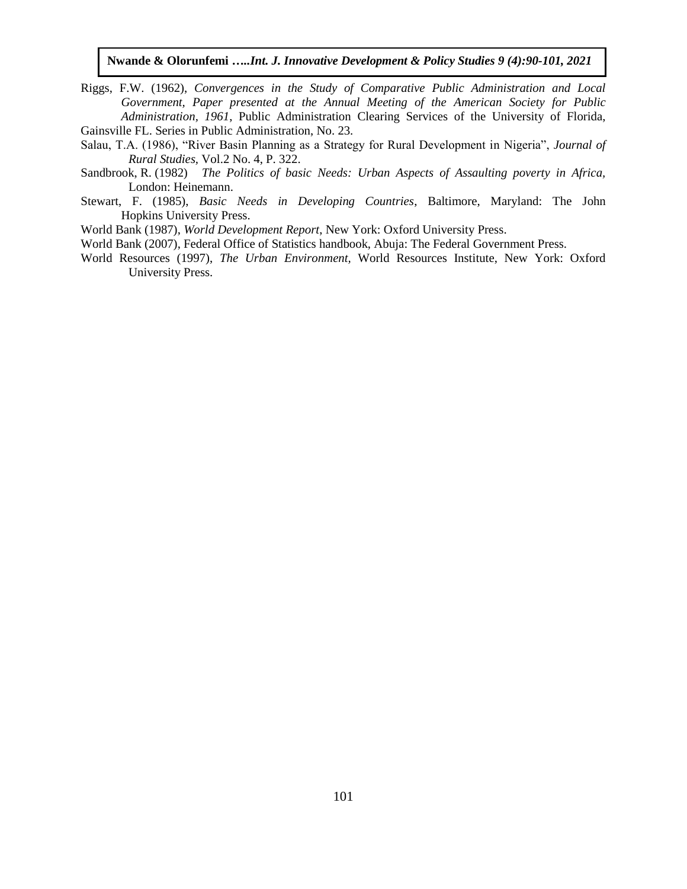Riggs, F.W. (1962), *Convergences in the Study of Comparative Public Administration and Local Government, Paper presented at the Annual Meeting of the American Society for Public Administration, 1961*, Public Administration Clearing Services of the University of Florida, Gainsville FL. Series in Public Administration, No. 23.

Salau, T.A. (1986), "River Basin Planning as a Strategy for Rural Development in Nigeria", *Journal of Rural Studies*, Vol.2 No. 4, P. 322.

Sandbrook, R. (1982) *The Politics of basic Needs: Urban Aspects of Assaulting poverty in Africa,* London: Heinemann.

Stewart, F. (1985), *Basic Needs in Developing Countries*, Baltimore, Maryland: The John Hopkins University Press.

World Bank (1987), *World Development Report*, New York: Oxford University Press.

World Bank (2007), Federal Office of Statistics handbook, Abuja: The Federal Government Press.

World Resources (1997), *The Urban Environment,* World Resources Institute, New York: Oxford University Press.